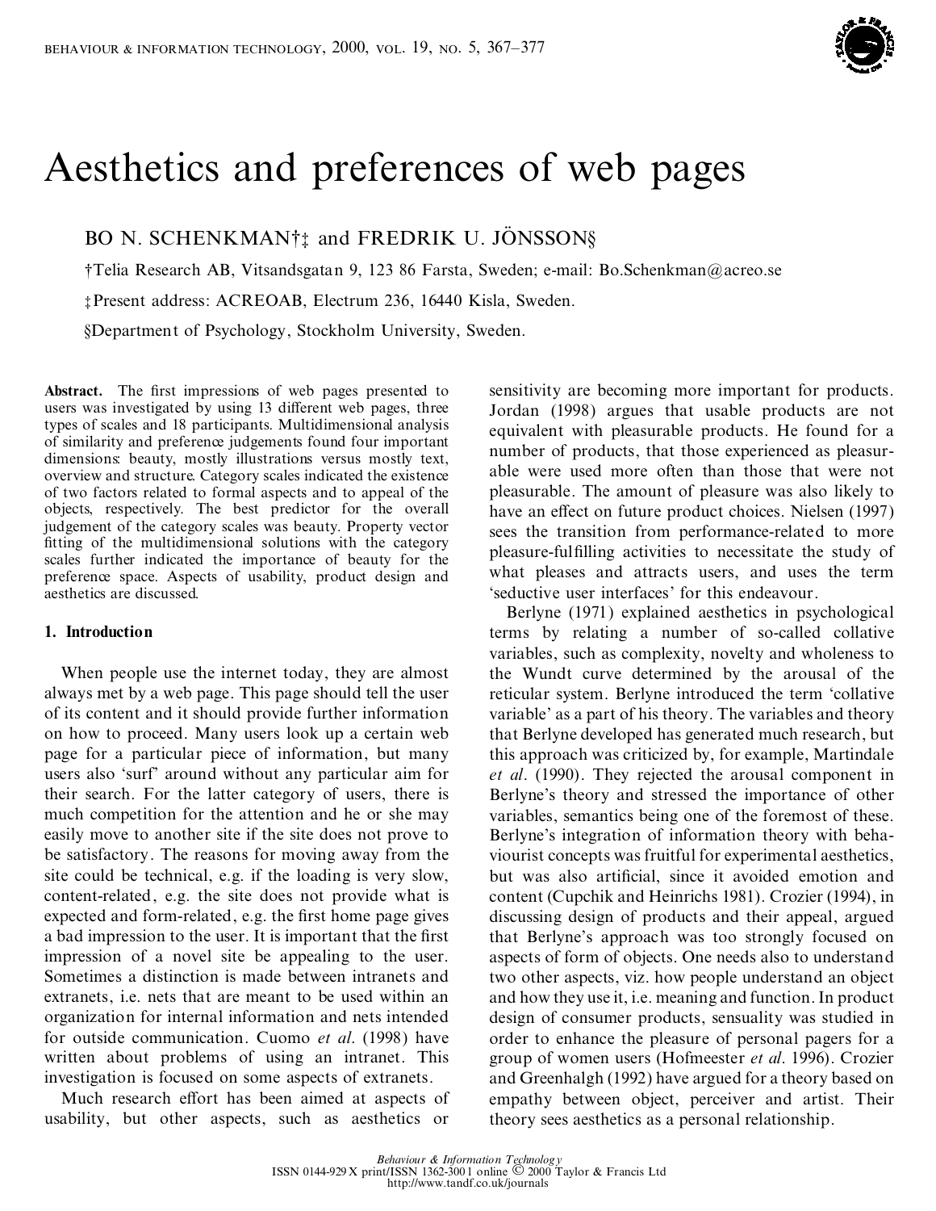# Aesthetics and preferences of web pages

BO N. SCHENKMAN†‡ and FREDRIK U. JÖNSSON§

†Telia Research AB, Vitsandsgatan 9, 123 86 Farsta, Sweden; e-mail: Bo.Schenkman@acreo.se

‡Present address: ACREOAB, Electrum 236, 16440 Kisla, Sweden.

§Department of Psychology, Stockholm University, Sweden.

**Abstract.** The first impressions of web pages presented to users was investigated by using 13 different web pages, three types of scales and 18 participants. Multidimensional analysis of similarity and preference judgements found four important dimensions: beauty, mostly illustrations versus mostly text, overview and structure. Category scales indicated the existence of two factors related to formal aspects and to appeal of the objects, respectively. The best predictor for the overall judgement of the category scales was beauty. Property vector fitting of the multidimensional solutions with the category scales further indicated the importance of beauty for the preference space. Aspects of usability, product design and aesthetics are discussed.

## 1. Introduction

When people use the internet today, they are almost always met by a web page. This page should tell the user of its content and it should provide further information on how to proceed. Many users look up a certain web page for a particular piece of information, but many users also 'surf' around without any particular aim for their search. For the latter category of users, there is much competition for the attention and he or she may easily move to another site if the site does not prove to be satisfactory. The reasons for moving away from the site could be technical, e.g. if the loading is very slow, content-related, e.g. the site does not provide what is expected and form-related, e.g. the first home page gives a bad impression to the user. It is important that the first impression of a novel site be appealing to the user. Sometimes a distinction is made between intranets and extranets, i.e. nets that are meant to be used within an organization for internal information and nets intended for outside communication. Cuomo *et al.* (1998) have written about problems of using an intranet. This investigation is focused on some aspects of extranets.

Much research effort has been aimed at aspects of usability, but other aspects, such as aesthetics or sensitivity are becoming more important for products. Jordan (1998) argues that usable products are not equivalent with pleasurable products. He found for a number of products, that those experienced as pleasurable were used more often than those that were not pleasurable. The amount of pleasure was also likely to have an effect on future product choices. Nielsen (1997) sees the transition from performance-related to more pleasure-fulfilling activities to necessitate the study of what pleases and attracts users, and uses the term 'seductive user interfaces' for this endeavour.

Berlyne (1971) explained aesthetics in psychological terms by relating a number of so-called collative variables, such as complexity, novelty and wholeness to the Wundt curve determined by the arousal of the reticular system. Berlyne introduced the term 'collative variable' as a part of his theory. The variables and theory that Berlyne developed has generated much research, but this approach was criticized by, for example, Martindale *et al.* (1990). They rejected the arousal component in Berlyne's theory and stressed the importance of other variables, semantics being one of the foremost of these. Berlyne's integration of information theory with behaviourist concepts was fruitful for experimental aesthetics, but was also artificial, since it avoided emotion and content (Cupchik and Heinrichs 1981). Crozier (1994), in discussing design of products and their appeal, argued that Berlyne's approach was too strongly focused on aspects of form of objects. One needs also to understand two other aspects, viz. how people understand an object and how they use it, i.e. meaning and function. In product design of consumer products, sensuality was studied in order to enhance the pleasure of personal pagers for a group of women users (Hofmeester *et al.* 1996). Crozier and Greenhalgh (1992) have argued for a theory based on empathy between object, perceiver and artist. Their theory sees aesthetics as a personal relationship.

*Behaviour & Information Technology*
ISSN 0144-929X print/ISSN 1362-3001 online © 2000 Taylor & Francis Ltd
http://www.tandf.co.uk/journals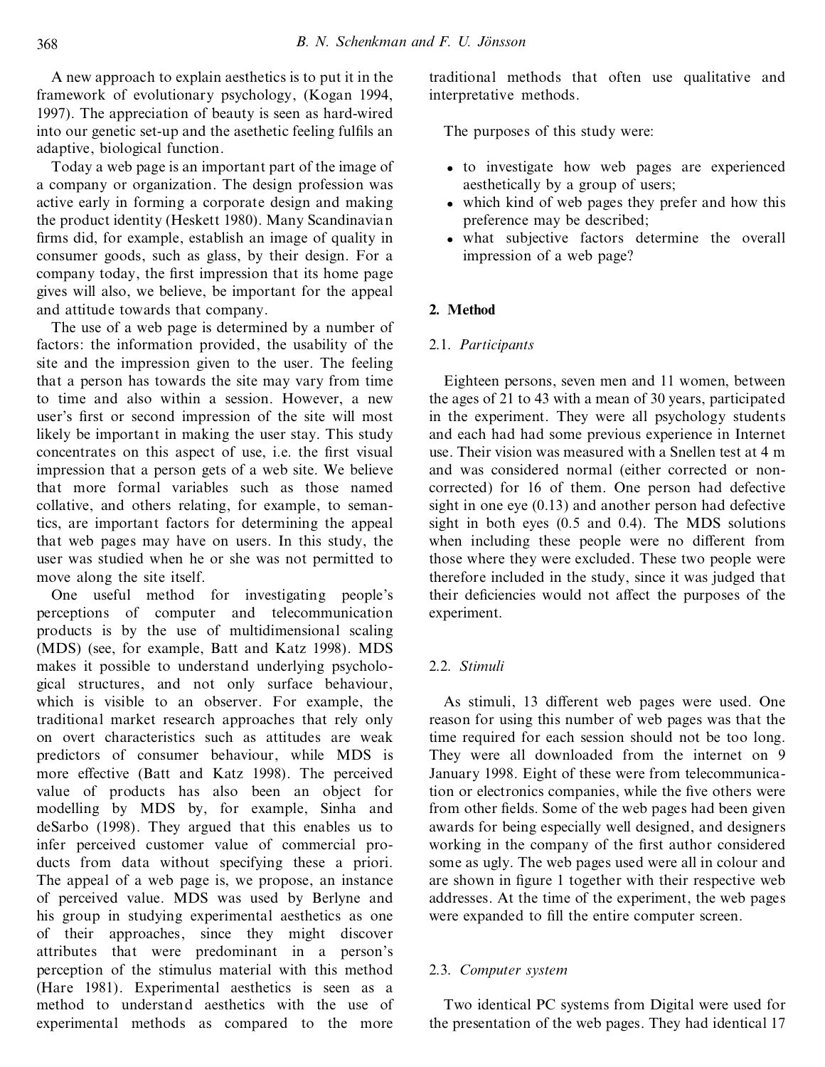A new approach to explain aesthetics is to put it in the framework of evolutionary psychology, (Kogan 1994, 1997). The appreciation of beauty is seen as hard-wired into our genetic set-up and the asethetic feeling fulfils an adaptive, biological function.

Today a web page is an important part of the image of a company or organization. The design profession was active early in forming a corporate design and making the product identity (Heskett 1980). Many Scandinavian firms did, for example, establish an image of quality in consumer goods, such as glass, by their design. For a company today, the first impression that its home page gives will also, we believe, be important for the appeal and attitude towards that company.

The use of a web page is determined by a number of factors: the information provided, the usability of the site and the impression given to the user. The feeling that a person has towards the site may vary from time to time and also within a session. However, a new user's first or second impression of the site will most likely be important in making the user stay. This study concentrates on this aspect of use, i.e. the first visual impression that a person gets of a web site. We believe that more formal variables such as those named collative, and others relating, for example, to semantics, are important factors for determining the appeal that web pages may have on users. In this study, the user was studied when he or she was not permitted to move along the site itself.

One useful method for investigating people's perceptions of computer and telecommunication products is by the use of multidimensional scaling (MDS) (see, for example, Batt and Katz 1998). MDS makes it possible to understand underlying psychological structures, and not only surface behaviour, which is visible to an observer. For example, the traditional market research approaches that rely only on overt characteristics such as attitudes are weak predictors of consumer behaviour, while MDS is more effective (Batt and Katz 1998). The perceived value of products has also been an object for modelling by MDS by, for example, Sinha and deSarbo (1998). They argued that this enables us to infer perceived customer value of commercial products from data without specifying these a priori. The appeal of a web page is, we propose, an instance of perceived value. MDS was used by Berlyne and his group in studying experimental aesthetics as one of their approaches, since they might discover attributes that were predominant in a person's perception of the stimulus material with this method (Hare 1981). Experimental aesthetics is seen as a method to understand aesthetics with the use of experimental methods as compared to the more traditional methods that often use qualitative and interpretative methods.

The purposes of this study were:

- to investigate how web pages are experienced aesthetically by a group of users;
- which kind of web pages they prefer and how this preference may be described;
- what subjective factors determine the overall impression of a web page?

## 2. Method

### 2.1. *Participants*

Eighteen persons, seven men and 11 women, between the ages of 21 to 43 with a mean of 30 years, participated in the experiment. They were all psychology students and each had had some previous experience in Internet use. Their vision was measured with a Snellen test at 4 m and was considered normal (either corrected or non-corrected) for 16 of them. One person had defective sight in one eye (0.13) and another person had defective sight in both eyes (0.5 and 0.4). The MDS solutions when including these people were no different from those where they were excluded. These two people were therefore included in the study, since it was judged that their deficiencies would not affect the purposes of the experiment.

### 2.2. *Stimuli*

As stimuli, 13 different web pages were used. One reason for using this number of web pages was that the time required for each session should not be too long. They were all downloaded from the internet on 9 January 1998. Eight of these were from telecommunication or electronics companies, while the five others were from other fields. Some of the web pages had been given awards for being especially well designed, and designers working in the company of the first author considered some as ugly. The web pages used were all in colour and are shown in figure 1 together with their respective web addresses. At the time of the experiment, the web pages were expanded to fill the entire computer screen.

### 2.3. *Computer system*

Two identical PC systems from Digital were used for the presentation of the web pages. They had identical 17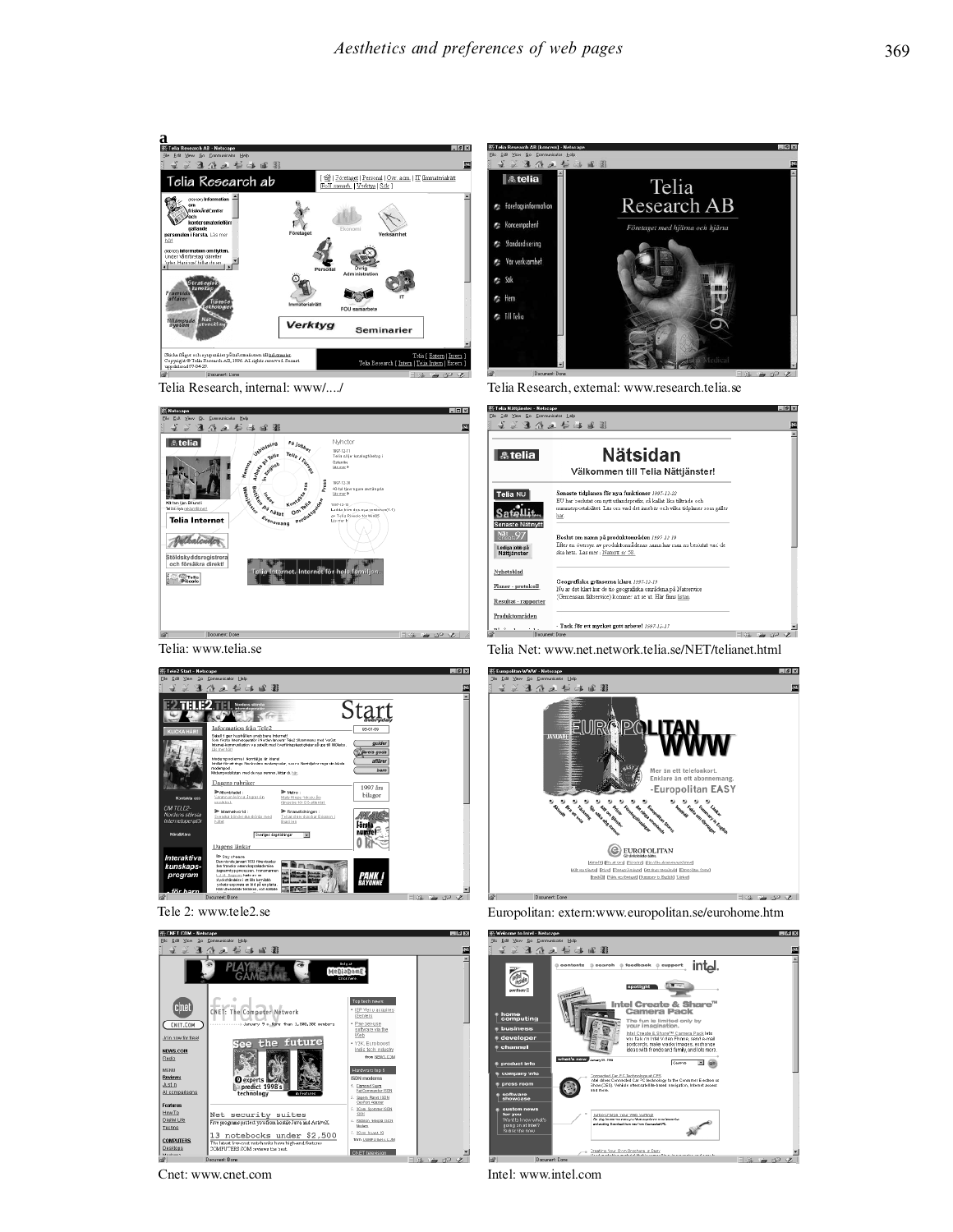**a**

Telia Research, internal: www/..../

Telia Research, external: www.research.telia.se

Telia: www.telia.se

Telia Net: www.net.network.telia.se/NET/telianet.html

Tele 2: www.tele2.se

Europolitan: extern:www.europolitan.se/eurohome.htm

Cnet: www.cnet.com

Intel: www.intel.com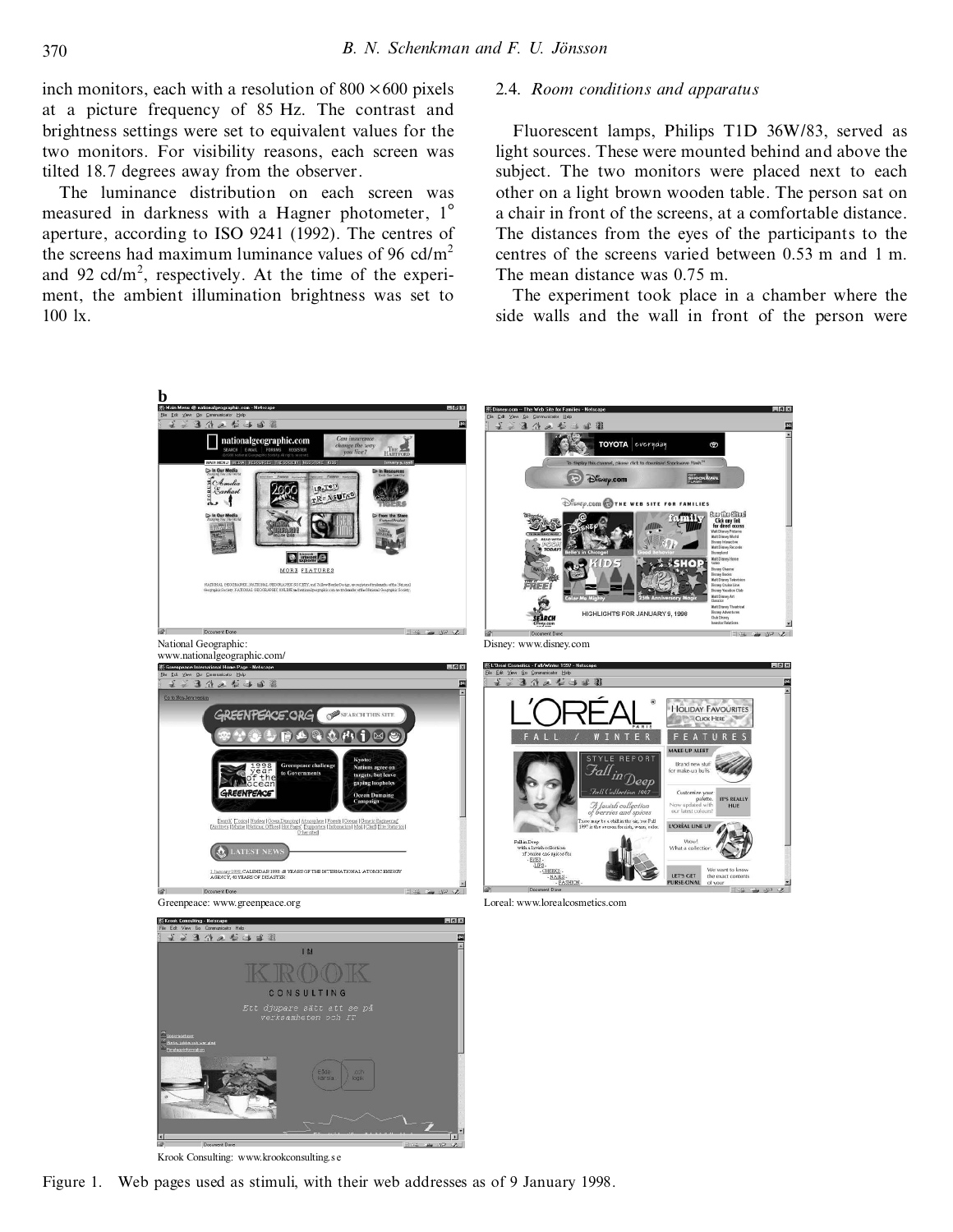inch monitors, each with a resolution of $800 \times 600$ pixels at a picture frequency of 85 Hz. The contrast and brightness settings were set to equivalent values for the two monitors. For visibility reasons, each screen was tilted 18.7 degrees away from the observer.

The luminance distribution on each screen was measured in darkness with a Hagner photometer, 1° aperture, according to ISO 9241 (1992). The centres of the screens had maximum luminance values of 96 $cd/m^2$ and 92 $cd/m^2$, respectively. At the time of the experiment, the ambient illumination brightness was set to 100 lx.

## 2.4. *Room conditions and apparatus*

Fluorescent lamps, Philips T1D 36W/83, served as light sources. These were mounted behind and above the subject. The two monitors were placed next to each other on a light brown wooden table. The person sat on a chair in front of the screens, at a comfortable distance. The distances from the eyes of the participants to the centres of the screens varied between 0.53 m and 1 m. The mean distance was 0.75 m.

The experiment took place in a chamber where the side walls and the wall in front of the person were

**b**

National Geographic: www.nationalgeographic.com/

Disney: www.disney.com

Greenpeace: www.greenpeace.org

Loreal: www.lorealcosmetics.com

Krook Consulting: www.krookconsulting.se

Figure 1. Web pages used as stimuli, with their web addresses as of 9 January 1998.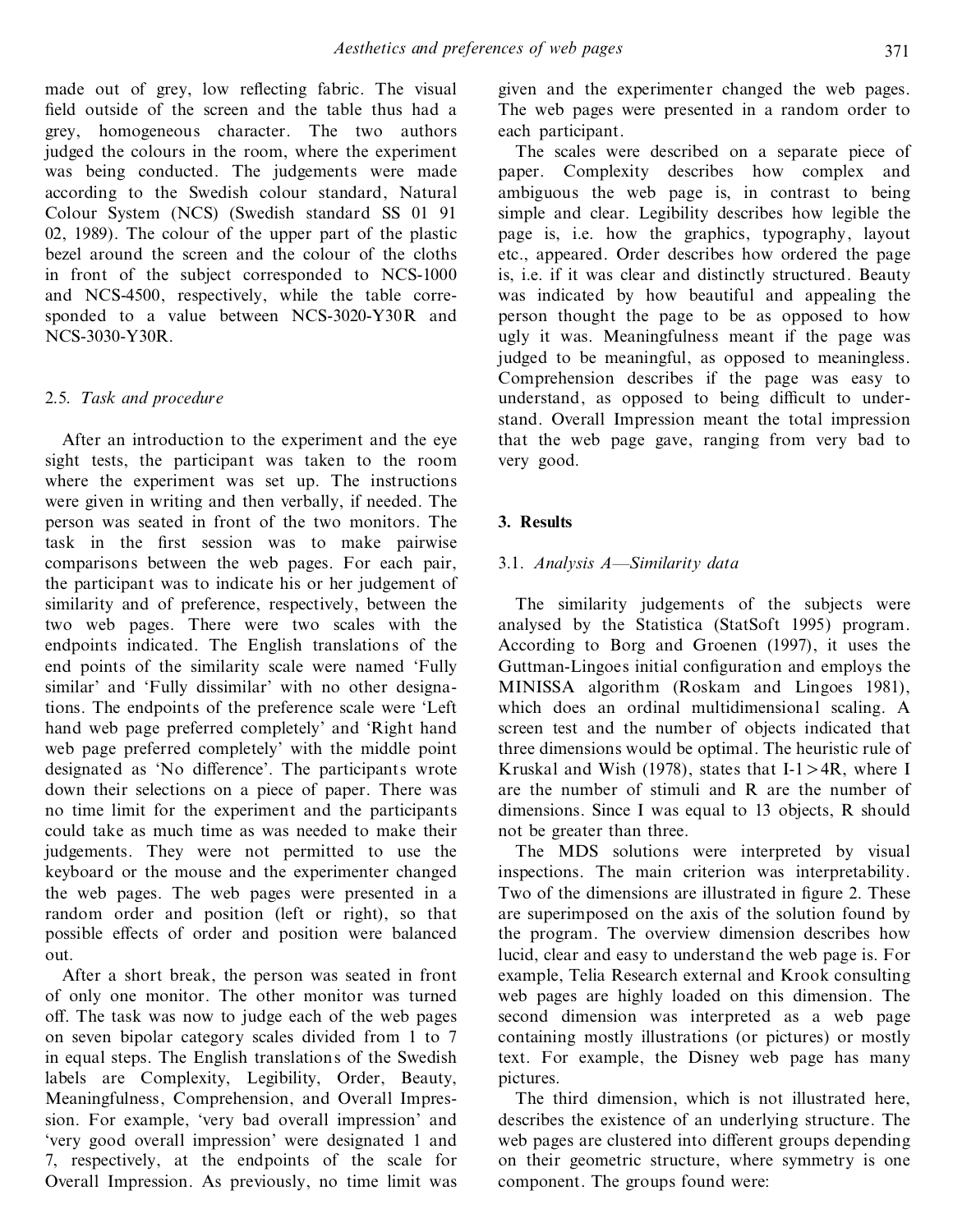made out of grey, low reflecting fabric. The visual field outside of the screen and the table thus had a grey, homogeneous character. The two authors judged the colours in the room, where the experiment was being conducted. The judgements were made according to the Swedish colour standard, Natural Colour System (NCS) (Swedish standard SS 01 91 02, 1989). The colour of the upper part of the plastic bezel around the screen and the colour of the cloths in front of the subject corresponded to NCS-1000 and NCS-4500, respectively, while the table corresponded to a value between NCS-3020-Y30R and NCS-3030-Y30R.

### 2.5. *Task and procedure*

After an introduction to the experiment and the eye sight tests, the participant was taken to the room where the experiment was set up. The instructions were given in writing and then verbally, if needed. The person was seated in front of the two monitors. The task in the first session was to make pairwise comparisons between the web pages. For each pair, the participant was to indicate his or her judgement of similarity and of preference, respectively, between the two web pages. There were two scales with the endpoints indicated. The English translations of the end points of the similarity scale were named 'Fully similar' and 'Fully dissimilar' with no other designations. The endpoints of the preference scale were 'Left hand web page preferred completely' and 'Right hand web page preferred completely' with the middle point designated as 'No difference'. The participants wrote down their selections on a piece of paper. There was no time limit for the experiment and the participants could take as much time as was needed to make their judgements. They were not permitted to use the keyboard or the mouse and the experimenter changed the web pages. The web pages were presented in a random order and position (left or right), so that possible effects of order and position were balanced out.

After a short break, the person was seated in front of only one monitor. The other monitor was turned off. The task was now to judge each of the web pages on seven bipolar category scales divided from 1 to 7 in equal steps. The English translations of the Swedish labels are Complexity, Legibility, Order, Beauty, Meaningfulness, Comprehension, and Overall Impression. For example, 'very bad overall impression' and 'very good overall impression' were designated 1 and 7, respectively, at the endpoints of the scale for Overall Impression. As previously, no time limit was given and the experimenter changed the web pages. The web pages were presented in a random order to each participant.

The scales were described on a separate piece of paper. Complexity describes how complex and ambiguous the web page is, in contrast to being simple and clear. Legibility describes how legible the page is, i.e. how the graphics, typography, layout etc., appeared. Order describes how ordered the page is, i.e. if it was clear and distinctly structured. Beauty was indicated by how beautiful and appealing the person thought the page to be as opposed to how ugly it was. Meaningfulness meant if the page was judged to be meaningful, as opposed to meaningless. Comprehension describes if the page was easy to understand, as opposed to being difficult to understand. Overall Impression meant the total impression that the web page gave, ranging from very bad to very good.

## 3. Results

### 3.1. *Analysis A—Similarity data*

The similarity judgements of the subjects were analysed by the Statistica (StatSoft 1995) program. According to Borg and Groenen (1997), it uses the Guttman-Lingoes initial configuration and employs the MINISSA algorithm (Roskam and Lingoes 1981), which does an ordinal multidimensional scaling. A screen test and the number of objects indicated that three dimensions would be optimal. The heuristic rule of Kruskal and Wish (1978), states that $I-1 > 4R$, where I are the number of stimuli and R are the number of dimensions. Since I was equal to 13 objects, R should not be greater than three.

The MDS solutions were interpreted by visual inspections. The main criterion was interpretability. Two of the dimensions are illustrated in figure 2. These are superimposed on the axis of the solution found by the program. The overview dimension describes how lucid, clear and easy to understand the web page is. For example, Telia Research external and Krook consulting web pages are highly loaded on this dimension. The second dimension was interpreted as a web page containing mostly illustrations (or pictures) or mostly text. For example, the Disney web page has many pictures.

The third dimension, which is not illustrated here, describes the existence of an underlying structure. The web pages are clustered into different groups depending on their geometric structure, where symmetry is one component. The groups found were: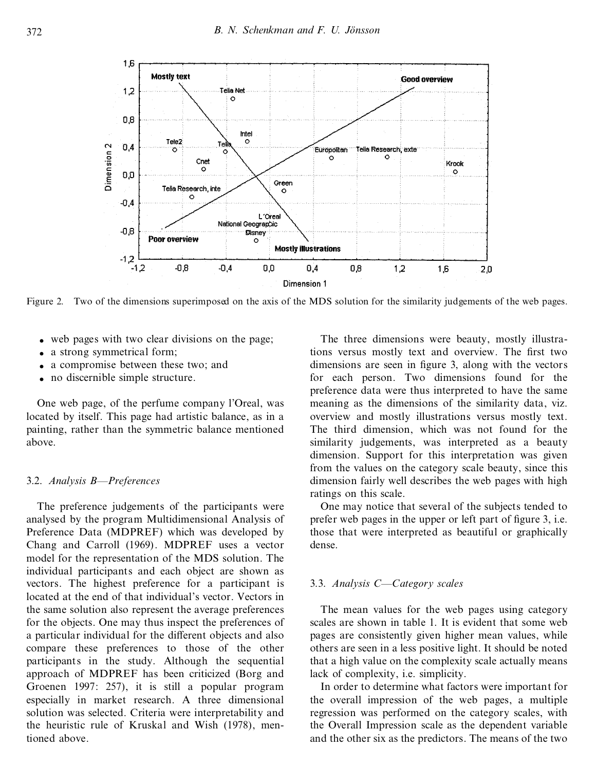Figure 2. Two of the dimensions superimposed on the axis of the MDS solution for the similarity judgements of the web pages.

- web pages with two clear divisions on the page;
- a strong symmetrical form;
- a compromise between these two; and
- no discernible simple structure.

One web page, of the perfume company l'Oreal, was located by itself. This page had artistic balance, as in a painting, rather than the symmetric balance mentioned above.

### 3.2. *Analysis B—Preferences*

The preference judgements of the participants were analysed by the program Multidimensional Analysis of Preference Data (MDPREF) which was developed by Chang and Carroll (1969). MDPREF uses a vector model for the representation of the MDS solution. The individual participants and each object are shown as vectors. The highest preference for a participant is located at the end of that individual's vector. Vectors in the same solution also represent the average preferences for the objects. One may thus inspect the preferences of a particular individual for the different objects and also compare these preferences to those of the other participants in the study. Although the sequential approach of MDPREF has been criticized (Borg and Groenen 1997: 257), it is still a popular program especially in market research. A three dimensional solution was selected. Criteria were interpretability and the heuristic rule of Kruskal and Wish (1978), mentioned above.

The three dimensions were beauty, mostly illustrations versus mostly text and overview. The first two dimensions are seen in figure 3, along with the vectors for each person. Two dimensions found for the preference data were thus interpreted to have the same meaning as the dimensions of the similarity data, viz. overview and mostly illustrations versus mostly text. The third dimension, which was not found for the similarity judgements, was interpreted as a beauty dimension. Support for this interpretation was given from the values on the category scale beauty, since this dimension fairly well describes the web pages with high ratings on this scale.

One may notice that several of the subjects tended to prefer web pages in the upper or left part of figure 3, i.e. those that were interpreted as beautiful or graphically dense.

### 3.3. *Analysis C—Category scales*

The mean values for the web pages using category scales are shown in table 1. It is evident that some web pages are consistently given higher mean values, while others are seen in a less positive light. It should be noted that a high value on the complexity scale actually means lack of complexity, i.e. simplicity.

In order to determine what factors were important for the overall impression of the web pages, a multiple regression was performed on the category scales, with the Overall Impression scale as the dependent variable and the other six as the predictors. The means of the two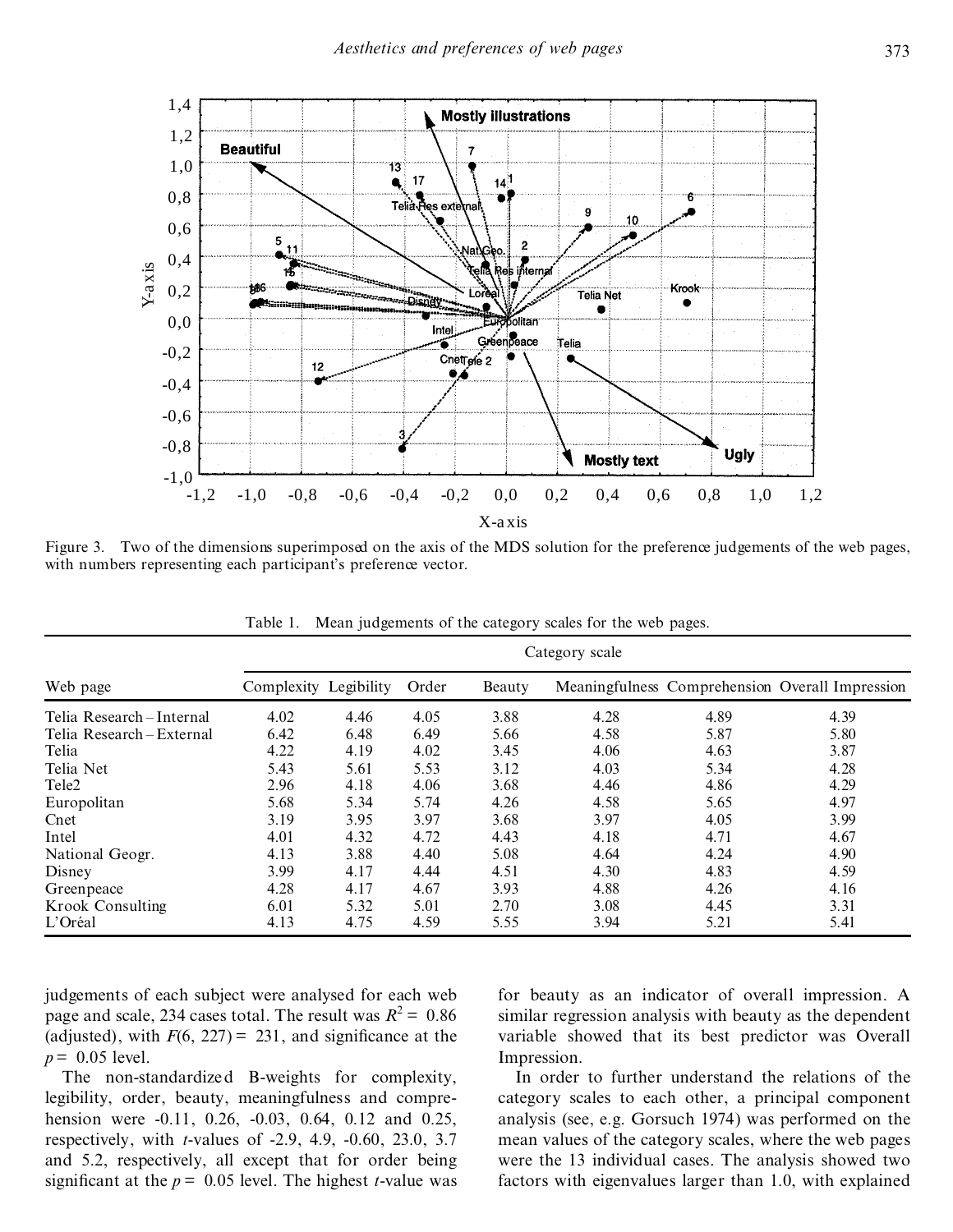Figure 3. Two of the dimensions superimposed on the axis of the MDS solution for the preference judgements of the web pages, with numbers representing each participant's preference vector.

Table 1. Mean judgements of the category scales for the web pages.

| Web page | Complexity | Legibility | Order | Beauty | Meaningfulness | Comprehension | Overall Impression |
|---|---|---|---|---|---|---|---|
| | Category scale | | | | | | |
| Telia Research – Internal | 4.02 | 4.46 | 4.05 | 3.88 | 4.28 | 4.89 | 4.39 |
| Telia Research – External | 6.42 | 6.48 | 6.49 | 5.66 | 4.58 | 5.87 | 5.80 |
| Telia | 4.22 | 4.19 | 4.02 | 3.45 | 4.06 | 4.63 | 3.87 |
| Telia Net | 5.43 | 5.61 | 5.53 | 3.12 | 4.03 | 5.34 | 4.28 |
| Tele2 | 2.96 | 4.18 | 4.06 | 3.68 | 4.46 | 4.86 | 4.29 |
| Europolitan | 5.68 | 5.34 | 5.74 | 4.26 | 4.58 | 5.65 | 4.97 |
| Cnet | 3.19 | 3.95 | 3.97 | 3.68 | 3.97 | 4.05 | 3.99 |
| Intel | 4.01 | 4.32 | 4.72 | 4.43 | 4.18 | 4.71 | 4.67 |
| National Geogr. | 4.13 | 3.88 | 4.40 | 5.08 | 4.64 | 4.24 | 4.90 |
| Disney | 3.99 | 4.17 | 4.44 | 4.51 | 4.30 | 4.83 | 4.59 |
| Greenpeace | 4.28 | 4.17 | 4.67 | 3.93 | 4.88 | 4.26 | 4.16 |
| Krook Consulting | 6.01 | 5.32 | 5.01 | 2.70 | 3.08 | 4.45 | 3.31 |
| L'Oréal | 4.13 | 4.75 | 4.59 | 5.55 | 3.94 | 5.21 | 5.41 |

judgements of each subject were analysed for each web page and scale, 234 cases total. The result was $R^2 = 0.86$ (adjusted), with $F(6, 227) = 231$, and significance at the $p = 0.05$ level.

The non-standardized B-weights for complexity, legibility, order, beauty, meaningfulness and comprehension were -0.11, 0.26, -0.03, 0.64, 0.12 and 0.25, respectively, with $t$-values of -2.9, 4.9, -0.60, 23.0, 3.7 and 5.2, respectively, all except that for order being significant at the $p = 0.05$ level. The highest $t$-value was for beauty as an indicator of overall impression. A similar regression analysis with beauty as the dependent variable showed that its best predictor was Overall Impression.

In order to further understand the relations of the category scales to each other, a principal component analysis (see, e.g. Gorsuch 1974) was performed on the mean values of the category scales, where the web pages were the 13 individual cases. The analysis showed two factors with eigenvalues larger than 1.0, with explained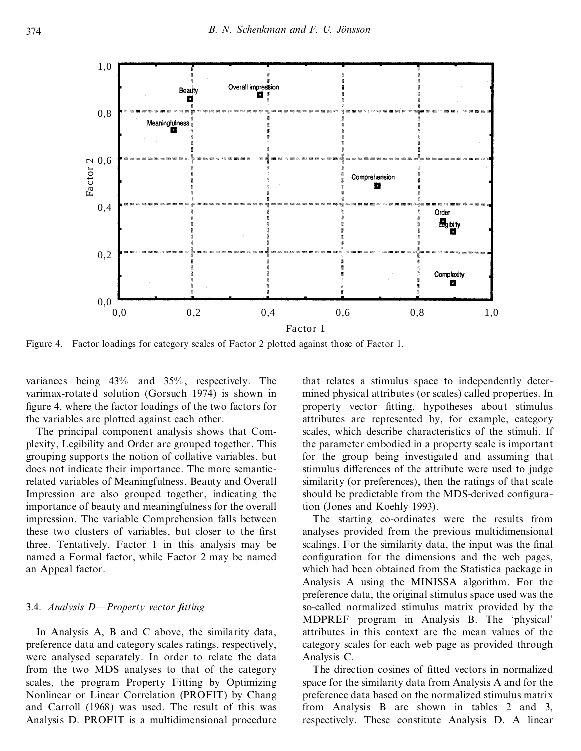Figure 4. Factor loadings for category scales of Factor 2 plotted against those of Factor 1.

variances being 43% and 35%, respectively. The varimax-rotated solution (Gorsuch 1974) is shown in figure 4, where the factor loadings of the two factors for the variables are plotted against each other.

The principal component analysis shows that Complexity, Legibility and Order are grouped together. This grouping supports the notion of collative variables, but does not indicate their importance. The more semantic-related variables of Meaningfulness, Beauty and Overall Impression are also grouped together, indicating the importance of beauty and meaningfulness for the overall impression. The variable Comprehension falls between these two clusters of variables, but closer to the first three. Tentatively, Factor 1 in this analysis may be named a Formal factor, while Factor 2 may be named an Appeal factor.

### 3.4. *Analysis D—Property vector fitting*

In Analysis A, B and C above, the similarity data, preference data and category scales ratings, respectively, were analysed separately. In order to relate the data from the two MDS analyses to that of the category scales, the program Property Fitting by Optimizing Nonlinear or Linear Correlation (PROFIT) by Chang and Carroll (1968) was used. The result of this was Analysis D. PROFIT is a multidimensional procedure that relates a stimulus space to independently determined physical attributes (or scales) called properties. In property vector fitting, hypotheses about stimulus attributes are represented by, for example, category scales, which describe characteristics of the stimuli. If the parameter embodied in a property scale is important for the group being investigated and assuming that stimulus differences of the attribute were used to judge similarity (or preferences), then the ratings of that scale should be predictable from the MDS-derived configuration (Jones and Koehly 1993).

The starting co-ordinates were the results from analyses provided from the previous multidimensional scalings. For the similarity data, the input was the final configuration for the dimensions and the web pages, which had been obtained from the Statistica package in Analysis A using the MINISSA algorithm. For the preference data, the original stimulus space used was the so-called normalized stimulus matrix provided by the MDPREF program in Analysis B. The 'physical' attributes in this context are the mean values of the category scales for each web page as provided through Analysis C.

The direction cosines of fitted vectors in normalized space for the similarity data from Analysis A and for the preference data based on the normalized stimulus matrix from Analysis B are shown in tables 2 and 3, respectively. These constitute Analysis D. A linear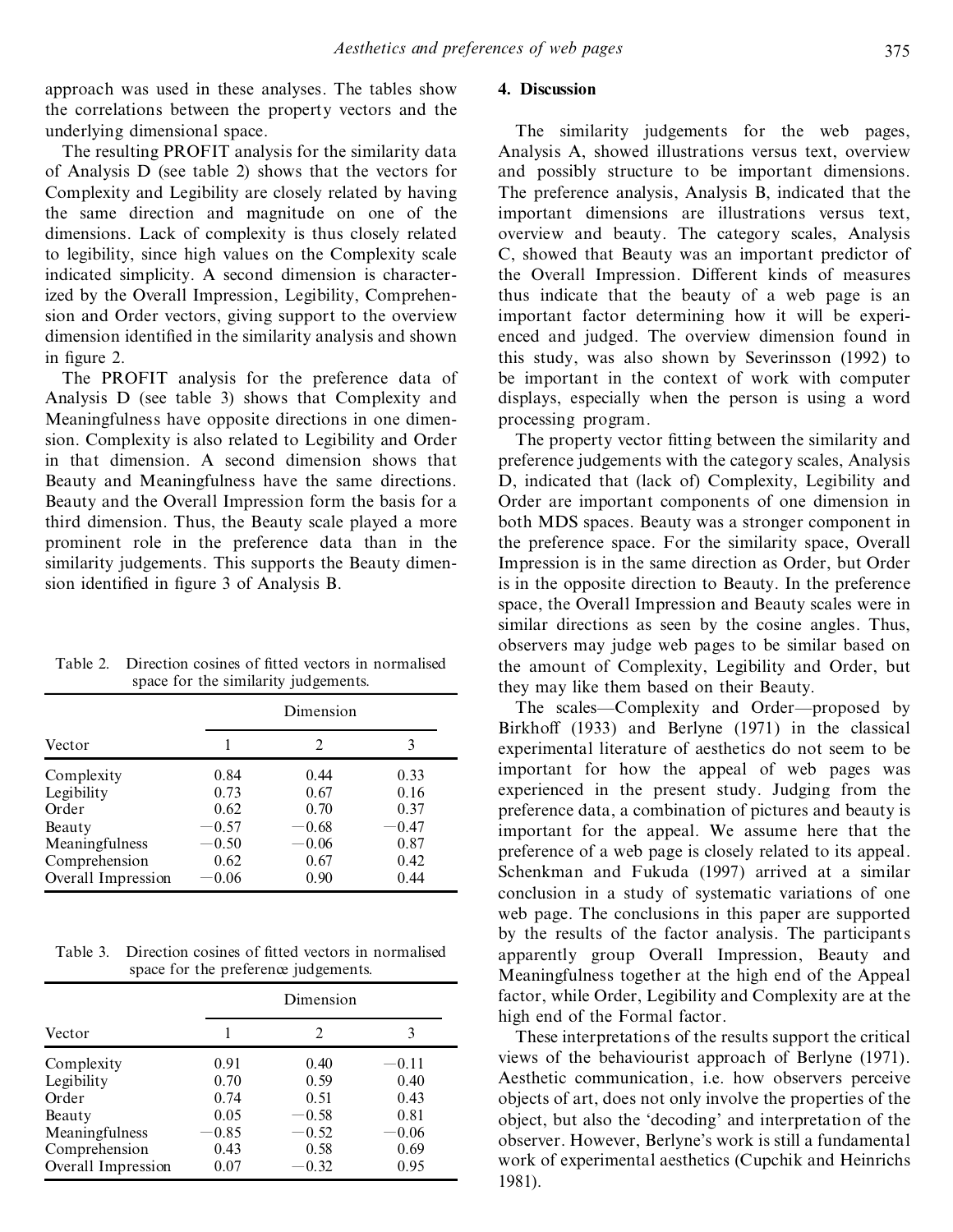approach was used in these analyses. The tables show the correlations between the property vectors and the underlying dimensional space.

The resulting PROFIT analysis for the similarity data of Analysis D (see table 2) shows that the vectors for Complexity and Legibility are closely related by having the same direction and magnitude on one of the dimensions. Lack of complexity is thus closely related to legibility, since high values on the Complexity scale indicated simplicity. A second dimension is characterized by the Overall Impression, Legibility, Comprehension and Order vectors, giving support to the overview dimension identified in the similarity analysis and shown in figure 2.

The PROFIT analysis for the preference data of Analysis D (see table 3) shows that Complexity and Meaningfulness have opposite directions in one dimension. Complexity is also related to Legibility and Order in that dimension. A second dimension shows that Beauty and Meaningfulness have the same directions. Beauty and the Overall Impression form the basis for a third dimension. Thus, the Beauty scale played a more prominent role in the preference data than in the similarity judgements. This supports the Beauty dimension identified in figure 3 of Analysis B.

Table 2. Direction cosines of fitted vectors in normalised space for the similarity judgements.

| Vector | Dimension | | |
|---|---|---|---|
| | 1 | 2 | 3 |
| Complexity | 0.84 | 0.44 | 0.33 |
| Legibility | 0.73 | 0.67 | 0.16 |
| Order | 0.62 | 0.70 | 0.37 |
| Beauty | −0.57 | −0.68 | −0.47 |
| Meaningfulness | −0.50 | −0.06 | 0.87 |
| Comprehension | 0.62 | 0.67 | 0.42 |
| Overall Impression | −0.06 | 0.90 | 0.44 |

Table 3. Direction cosines of fitted vectors in normalised space for the preference judgements.

| Vector | Dimension | | |
|---|---|---|---|
| | 1 | 2 | 3 |
| Complexity | 0.91 | 0.40 | −0.11 |
| Legibility | 0.70 | 0.59 | 0.40 |
| Order | 0.74 | 0.51 | 0.43 |
| Beauty | 0.05 | −0.58 | 0.81 |
| Meaningfulness | −0.85 | −0.52 | −0.06 |
| Comprehension | 0.43 | 0.58 | 0.69 |
| Overall Impression | 0.07 | −0.32 | 0.95 |

## 4. Discussion

The similarity judgements for the web pages, Analysis A, showed illustrations versus text, overview and possibly structure to be important dimensions. The preference analysis, Analysis B, indicated that the important dimensions are illustrations versus text, overview and beauty. The category scales, Analysis C, showed that Beauty was an important predictor of the Overall Impression. Different kinds of measures thus indicate that the beauty of a web page is an important factor determining how it will be experienced and judged. The overview dimension found in this study, was also shown by Severinsson (1992) to be important in the context of work with computer displays, especially when the person is using a word processing program.

The property vector fitting between the similarity and preference judgements with the category scales, Analysis D, indicated that (lack of) Complexity, Legibility and Order are important components of one dimension in both MDS spaces. Beauty was a stronger component in the preference space. For the similarity space, Overall Impression is in the same direction as Order, but Order is in the opposite direction to Beauty. In the preference space, the Overall Impression and Beauty scales were in similar directions as seen by the cosine angles. Thus, observers may judge web pages to be similar based on the amount of Complexity, Legibility and Order, but they may like them based on their Beauty.

The scales—Complexity and Order—proposed by Birkhoff (1933) and Berlyne (1971) in the classical experimental literature of aesthetics do not seem to be important for how the appeal of web pages was experienced in the present study. Judging from the preference data, a combination of pictures and beauty is important for the appeal. We assume here that the preference of a web page is closely related to its appeal. Schenkman and Fukuda (1997) arrived at a similar conclusion in a study of systematic variations of one web page. The conclusions in this paper are supported by the results of the factor analysis. The participants apparently group Overall Impression, Beauty and Meaningfulness together at the high end of the Appeal factor, while Order, Legibility and Complexity are at the high end of the Formal factor.

These interpretations of the results support the critical views of the behaviourist approach of Berlyne (1971). Aesthetic communication, i.e. how observers perceive objects of art, does not only involve the properties of the object, but also the 'decoding' and interpretation of the observer. However, Berlyne's work is still a fundamental work of experimental aesthetics (Cupchik and Heinrichs 1981).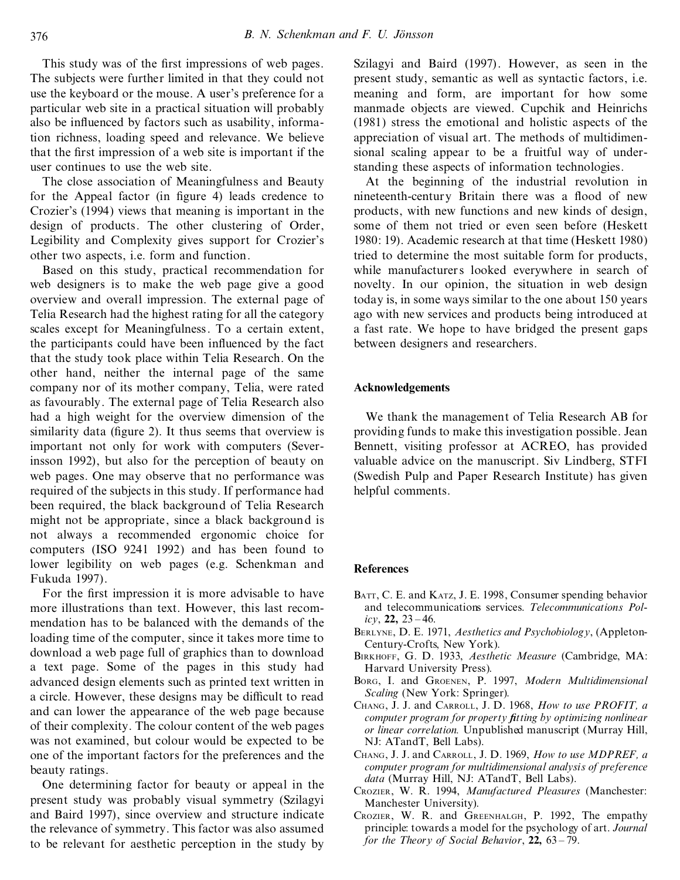This study was of the first impressions of web pages. The subjects were further limited in that they could not use the keyboard or the mouse. A user's preference for a particular web site in a practical situation will probably also be influenced by factors such as usability, information richness, loading speed and relevance. We believe that the first impression of a web site is important if the user continues to use the web site.

The close association of Meaningfulness and Beauty for the Appeal factor (in figure 4) leads credence to Crozier's (1994) views that meaning is important in the design of products. The other clustering of Order, Legibility and Complexity gives support for Crozier's other two aspects, i.e. form and function.

Based on this study, practical recommendation for web designers is to make the web page give a good overview and overall impression. The external page of Telia Research had the highest rating for all the category scales except for Meaningfulness. To a certain extent, the participants could have been influenced by the fact that the study took place within Telia Research. On the other hand, neither the internal page of the same company nor of its mother company, Telia, were rated as favourably. The external page of Telia Research also had a high weight for the overview dimension of the similarity data (figure 2). It thus seems that overview is important not only for work with computers (Severinsson 1992), but also for the perception of beauty on web pages. One may observe that no performance was required of the subjects in this study. If performance had been required, the black background of Telia Research might not be appropriate, since a black background is not always a recommended ergonomic choice for computers (ISO 9241 1992) and has been found to lower legibility on web pages (e.g. Schenkman and Fukuda 1997).

For the first impression it is more advisable to have more illustrations than text. However, this last recommendation has to be balanced with the demands of the loading time of the computer, since it takes more time to download a web page full of graphics than to download a text page. Some of the pages in this study had advanced design elements such as printed text written in a circle. However, these designs may be difficult to read and can lower the appearance of the web page because of their complexity. The colour content of the web pages was not examined, but colour would be expected to be one of the important factors for the preferences and the beauty ratings.

One determining factor for beauty or appeal in the present study was probably visual symmetry (Szilagyi and Baird 1997), since overview and structure indicate the relevance of symmetry. This factor was also assumed to be relevant for aesthetic perception in the study by Szilagyi and Baird (1997). However, as seen in the present study, semantic as well as syntactic factors, i.e. meaning and form, are important for how some manmade objects are viewed. Cupchik and Heinrichs (1981) stress the emotional and holistic aspects of the appreciation of visual art. The methods of multidimensional scaling appear to be a fruitful way of understanding these aspects of information technologies.

At the beginning of the industrial revolution in nineteenth-century Britain there was a flood of new products, with new functions and new kinds of design, some of them not tried or even seen before (Heskett 1980: 19). Academic research at that time (Heskett 1980) tried to determine the most suitable form for products, while manufacturers looked everywhere in search of novelty. In our opinion, the situation in web design today is, in some ways similar to the one about 150 years ago with new services and products being introduced at a fast rate. We hope to have bridged the present gaps between designers and researchers.

## Acknowledgements

We thank the management of Telia Research AB for providing funds to make this investigation possible. Jean Bennett, visiting professor at ACREO, has provided valuable advice on the manuscript. Siv Lindberg, STFI (Swedish Pulp and Paper Research Institute) has given helpful comments.

## References

Batt, C. E. and Katz, J. E. 1998, Consumer spending behavior and telecommunications services. *Telecommunications Policy*, **22,** 23–46.

Berlyne, D. E. 1971, *Aesthetics and Psychobiology*, (Appleton-Century-Crofts, New York).

Birkhoff, G. D. 1933, *Aesthetic Measure* (Cambridge, MA: Harvard University Press).

Borg, I. and Groenen, P. 1997, *Modern Multidimensional Scaling* (New York: Springer).

Chang, J. J. and Carroll, J. D. 1968, *How to use PROFIT, a computer program for property fitting by optimizing nonlinear or linear correlation.* Unpublished manuscript (Murray Hill, NJ: ATandT, Bell Labs).

Chang, J. J. and Carroll, J. D. 1969, *How to use MDPREF, a computer program for multidimensional analysis of preference data* (Murray Hill, NJ: ATandT, Bell Labs).

Crozier, W. R. 1994, *Manufactured Pleasures* (Manchester: Manchester University).

Crozier, W. R. and Greenhalgh, P. 1992, The empathy principle: towards a model for the psychology of art. *Journal for the Theory of Social Behavior*, **22,** 63–79.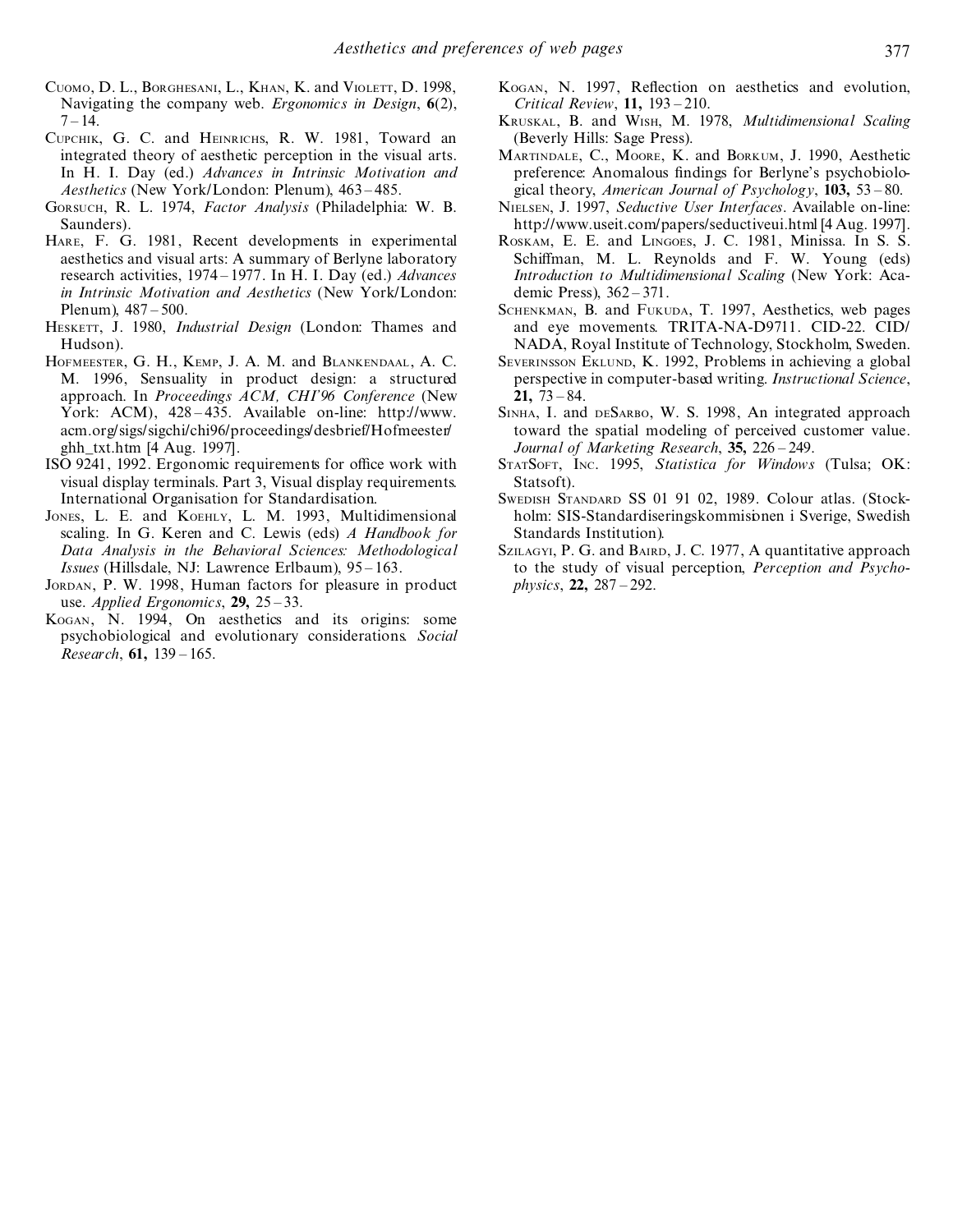Cuomo, D. L., Borghesani, L., Khan, K. and Violett, D. 1998, Navigating the company web. *Ergonomics in Design*, **6**(2), 7–14.

Cupchik, G. C. and Heinrichs, R. W. 1981, Toward an integrated theory of aesthetic perception in the visual arts. In H. I. Day (ed.) *Advances in Intrinsic Motivation and Aesthetics* (New York/London: Plenum), 463–485.

Gorsuch, R. L. 1974, *Factor Analysis* (Philadelphia: W. B. Saunders).

Hare, F. G. 1981, Recent developments in experimental aesthetics and visual arts: A summary of Berlyne laboratory research activities, 1974–1977. In H. I. Day (ed.) *Advances in Intrinsic Motivation and Aesthetics* (New York/London: Plenum), 487–500.

Heskett, J. 1980, *Industrial Design* (London: Thames and Hudson).

Hofmeester, G. H., Kemp, J. A. M. and Blankendaal, A. C. M. 1996, Sensuality in product design: a structured approach. In *Proceedings ACM, CHI'96 Conference* (New York: ACM), 428–435. Available on-line: http://www.acm.org/sigs/sigchi/chi96/proceedings/desbrief/Hofmeester/ghh_txt.htm [4 Aug. 1997].

ISO 9241, 1992. Ergonomic requirements for office work with visual display terminals. Part 3, Visual display requirements. International Organisation for Standardisation.

Jones, L. E. and Koehly, L. M. 1993, Multidimensional scaling. In G. Keren and C. Lewis (eds) *A Handbook for Data Analysis in the Behavioral Sciences: Methodological Issues* (Hillsdale, NJ: Lawrence Erlbaum), 95–163.

Jordan, P. W. 1998, Human factors for pleasure in product use. *Applied Ergonomics*, **29,** 25–33.

Kogan, N. 1994, On aesthetics and its origins: some psychobiological and evolutionary considerations. *Social Research*, **61,** 139–165.

Kogan, N. 1997, Reflection on aesthetics and evolution, *Critical Review*, **11,** 193–210.

Kruskal, B. and Wish, M. 1978, *Multidimensional Scaling* (Beverly Hills: Sage Press).

Martindale, C., Moore, K. and Borkum, J. 1990, Aesthetic preference: Anomalous findings for Berlyne's psychobiological theory, *American Journal of Psychology*, **103,** 53–80.

Nielsen, J. 1997, *Seductive User Interfaces*. Available on-line: http://www.useit.com/papers/seductiveui.html [4 Aug. 1997].

Roskam, E. E. and Lingoes, J. C. 1981, Minissa. In S. S. Schiffman, M. L. Reynolds and F. W. Young (eds) *Introduction to Multidimensional Scaling* (New York: Academic Press), 362–371.

Schenkman, B. and Fukuda, T. 1997, Aesthetics, web pages and eye movements. TRITA-NA-D9711. CID-22. CID/NADA, Royal Institute of Technology, Stockholm, Sweden.

Severinsson Eklund, K. 1992, Problems in achieving a global perspective in computer-based writing. *Instructional Science*, **21,** 73–84.

Sinha, I. and deSarbo, W. S. 1998, An integrated approach toward the spatial modeling of perceived customer value. *Journal of Marketing Research*, **35,** 226–249.

StatSoft, Inc. 1995, *Statistica for Windows* (Tulsa; OK: Statsoft).

Swedish Standard SS 01 91 02, 1989. Colour atlas. (Stockholm: SIS-Standardiseringskommisionen i Sverige, Swedish Standards Institution).

Szilagyi, P. G. and Baird, J. C. 1977, A quantitative approach to the study of visual perception, *Perception and Psychophysics*, **22,** 287–292.